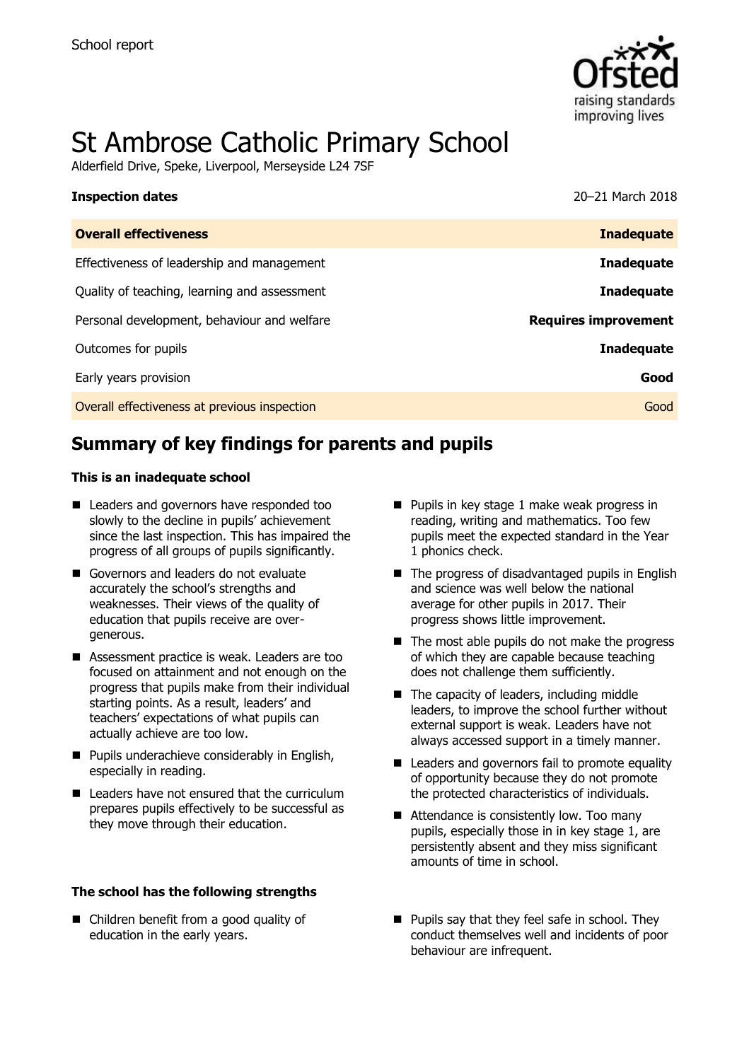School report

# St Ambrose Catholic Primary School

Alderfield Drive, Speke, Liverpool, Merseyside L24 7SF

| **Inspection dates** | 20–21 March 2018 |
|---|---|
| **Overall effectiveness** | **Inadequate** |
| Effectiveness of leadership and management | **Inadequate** |
| Quality of teaching, learning and assessment | **Inadequate** |
| Personal development, behaviour and welfare | **Requires improvement** |
| Outcomes for pupils | **Inadequate** |
| Early years provision | **Good** |
| Overall effectiveness at previous inspection | Good |

## Summary of key findings for parents and pupils

### This is an inadequate school

- Leaders and governors have responded too slowly to the decline in pupils' achievement since the last inspection. This has impaired the progress of all groups of pupils significantly.
- Governors and leaders do not evaluate accurately the school's strengths and weaknesses. Their views of the quality of education that pupils receive are over-generous.
- Assessment practice is weak. Leaders are too focused on attainment and not enough on the progress that pupils make from their individual starting points. As a result, leaders' and teachers' expectations of what pupils can actually achieve are too low.
- Pupils underachieve considerably in English, especially in reading.
- Leaders have not ensured that the curriculum prepares pupils effectively to be successful as they move through their education.
- Pupils in key stage 1 make weak progress in reading, writing and mathematics. Too few pupils meet the expected standard in the Year 1 phonics check.
- The progress of disadvantaged pupils in English and science was well below the national average for other pupils in 2017. Their progress shows little improvement.
- The most able pupils do not make the progress of which they are capable because teaching does not challenge them sufficiently.
- The capacity of leaders, including middle leaders, to improve the school further without external support is weak. Leaders have not always accessed support in a timely manner.
- Leaders and governors fail to promote equality of opportunity because they do not promote the protected characteristics of individuals.
- Attendance is consistently low. Too many pupils, especially those in in key stage 1, are persistently absent and they miss significant amounts of time in school.

### The school has the following strengths

- Children benefit from a good quality of education in the early years.
- Pupils say that they feel safe in school. They conduct themselves well and incidents of poor behaviour are infrequent.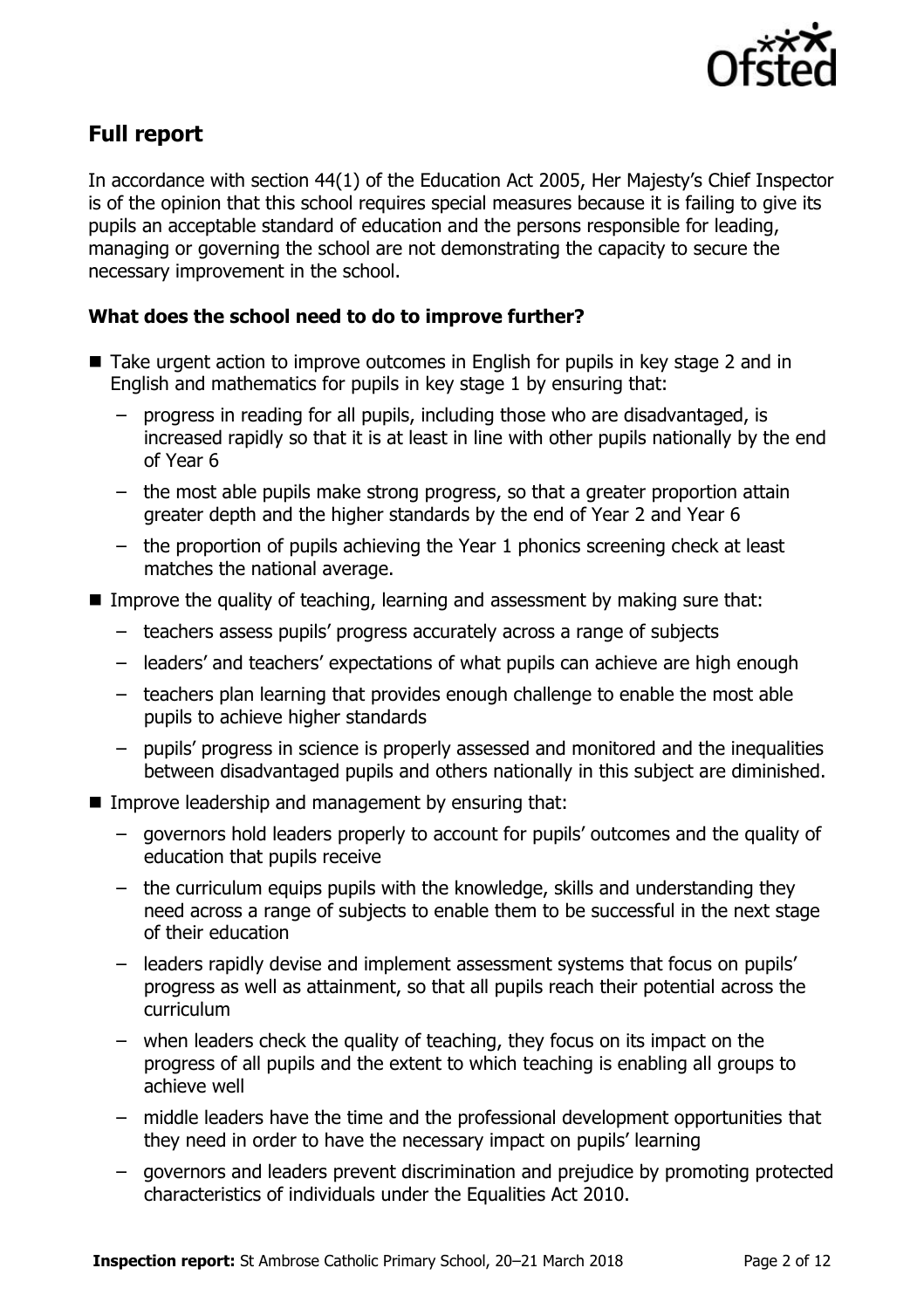## Full report

In accordance with section 44(1) of the Education Act 2005, Her Majesty's Chief Inspector is of the opinion that this school requires special measures because it is failing to give its pupils an acceptable standard of education and the persons responsible for leading, managing or governing the school are not demonstrating the capacity to secure the necessary improvement in the school.

### What does the school need to do to improve further?

- Take urgent action to improve outcomes in English for pupils in key stage 2 and in English and mathematics for pupils in key stage 1 by ensuring that:
  - progress in reading for all pupils, including those who are disadvantaged, is increased rapidly so that it is at least in line with other pupils nationally by the end of Year 6
  - the most able pupils make strong progress, so that a greater proportion attain greater depth and the higher standards by the end of Year 2 and Year 6
  - the proportion of pupils achieving the Year 1 phonics screening check at least matches the national average.
- Improve the quality of teaching, learning and assessment by making sure that:
  - teachers assess pupils' progress accurately across a range of subjects
  - leaders' and teachers' expectations of what pupils can achieve are high enough
  - teachers plan learning that provides enough challenge to enable the most able pupils to achieve higher standards
  - pupils' progress in science is properly assessed and monitored and the inequalities between disadvantaged pupils and others nationally in this subject are diminished.
- Improve leadership and management by ensuring that:
  - governors hold leaders properly to account for pupils' outcomes and the quality of education that pupils receive
  - the curriculum equips pupils with the knowledge, skills and understanding they need across a range of subjects to enable them to be successful in the next stage of their education
  - leaders rapidly devise and implement assessment systems that focus on pupils' progress as well as attainment, so that all pupils reach their potential across the curriculum
  - when leaders check the quality of teaching, they focus on its impact on the progress of all pupils and the extent to which teaching is enabling all groups to achieve well
  - middle leaders have the time and the professional development opportunities that they need in order to have the necessary impact on pupils' learning
  - governors and leaders prevent discrimination and prejudice by promoting protected characteristics of individuals under the Equalities Act 2010.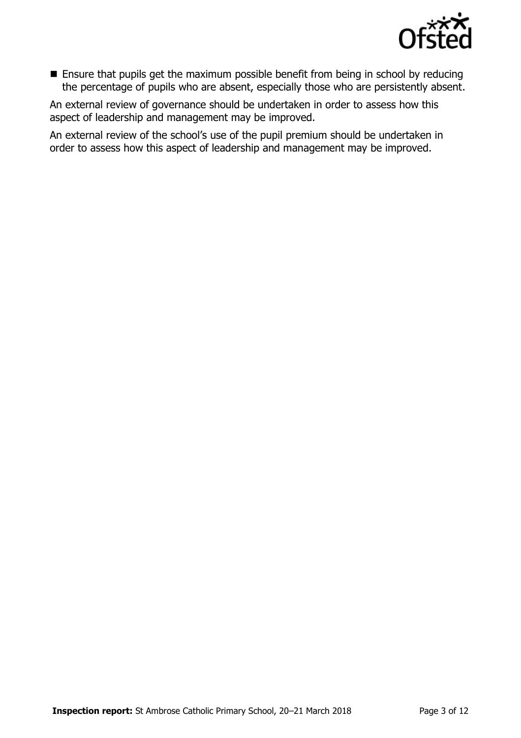- Ensure that pupils get the maximum possible benefit from being in school by reducing the percentage of pupils who are absent, especially those who are persistently absent.

An external review of governance should be undertaken in order to assess how this aspect of leadership and management may be improved.

An external review of the school's use of the pupil premium should be undertaken in order to assess how this aspect of leadership and management may be improved.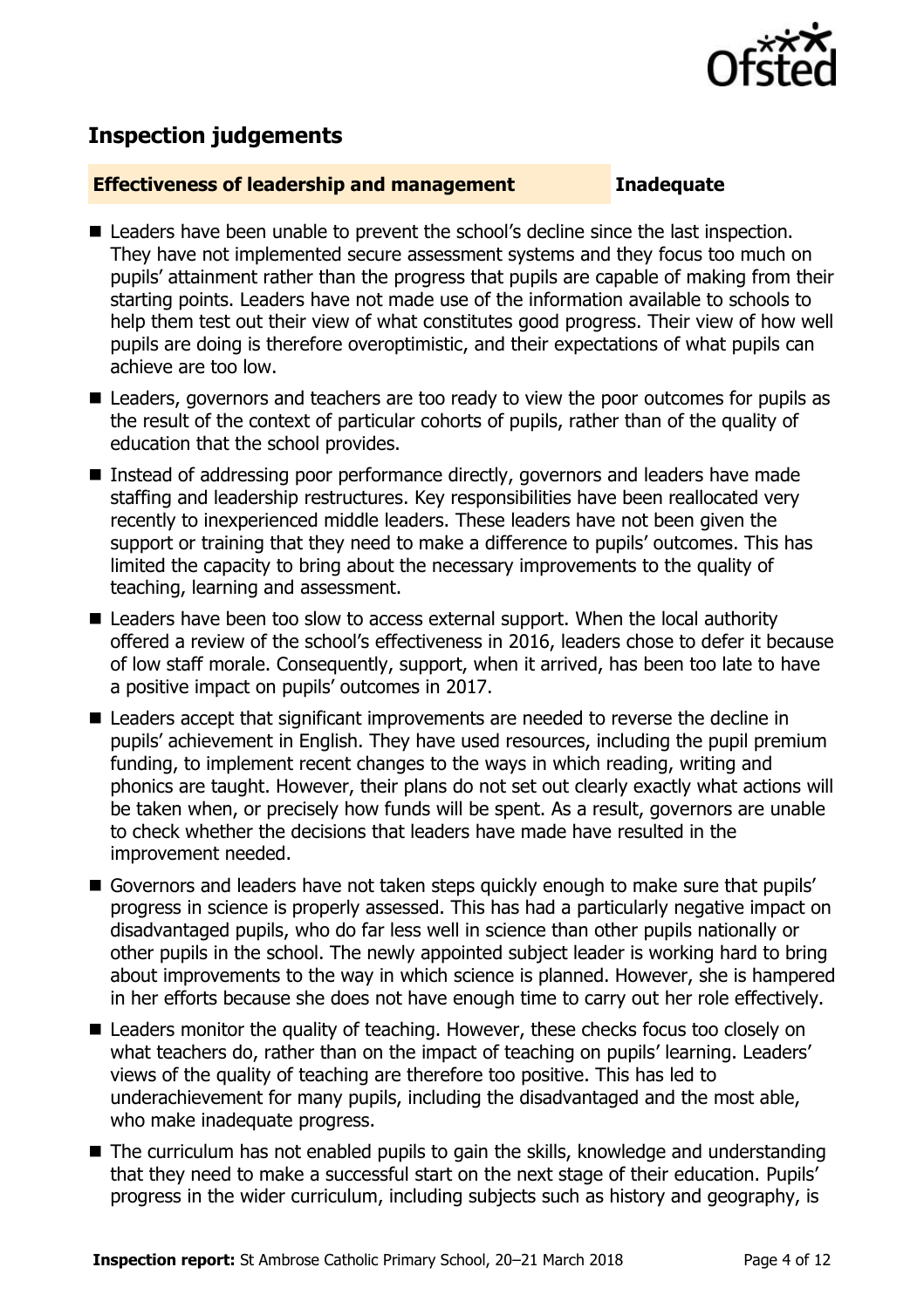## Inspection judgements

**Effectiveness of leadership and management** **Inadequate**

- Leaders have been unable to prevent the school's decline since the last inspection. They have not implemented secure assessment systems and they focus too much on pupils' attainment rather than the progress that pupils are capable of making from their starting points. Leaders have not made use of the information available to schools to help them test out their view of what constitutes good progress. Their view of how well pupils are doing is therefore overoptimistic, and their expectations of what pupils can achieve are too low.
- Leaders, governors and teachers are too ready to view the poor outcomes for pupils as the result of the context of particular cohorts of pupils, rather than of the quality of education that the school provides.
- Instead of addressing poor performance directly, governors and leaders have made staffing and leadership restructures. Key responsibilities have been reallocated very recently to inexperienced middle leaders. These leaders have not been given the support or training that they need to make a difference to pupils' outcomes. This has limited the capacity to bring about the necessary improvements to the quality of teaching, learning and assessment.
- Leaders have been too slow to access external support. When the local authority offered a review of the school's effectiveness in 2016, leaders chose to defer it because of low staff morale. Consequently, support, when it arrived, has been too late to have a positive impact on pupils' outcomes in 2017.
- Leaders accept that significant improvements are needed to reverse the decline in pupils' achievement in English. They have used resources, including the pupil premium funding, to implement recent changes to the ways in which reading, writing and phonics are taught. However, their plans do not set out clearly exactly what actions will be taken when, or precisely how funds will be spent. As a result, governors are unable to check whether the decisions that leaders have made have resulted in the improvement needed.
- Governors and leaders have not taken steps quickly enough to make sure that pupils' progress in science is properly assessed. This has had a particularly negative impact on disadvantaged pupils, who do far less well in science than other pupils nationally or other pupils in the school. The newly appointed subject leader is working hard to bring about improvements to the way in which science is planned. However, she is hampered in her efforts because she does not have enough time to carry out her role effectively.
- Leaders monitor the quality of teaching. However, these checks focus too closely on what teachers do, rather than on the impact of teaching on pupils' learning. Leaders' views of the quality of teaching are therefore too positive. This has led to underachievement for many pupils, including the disadvantaged and the most able, who make inadequate progress.
- The curriculum has not enabled pupils to gain the skills, knowledge and understanding that they need to make a successful start on the next stage of their education. Pupils' progress in the wider curriculum, including subjects such as history and geography, is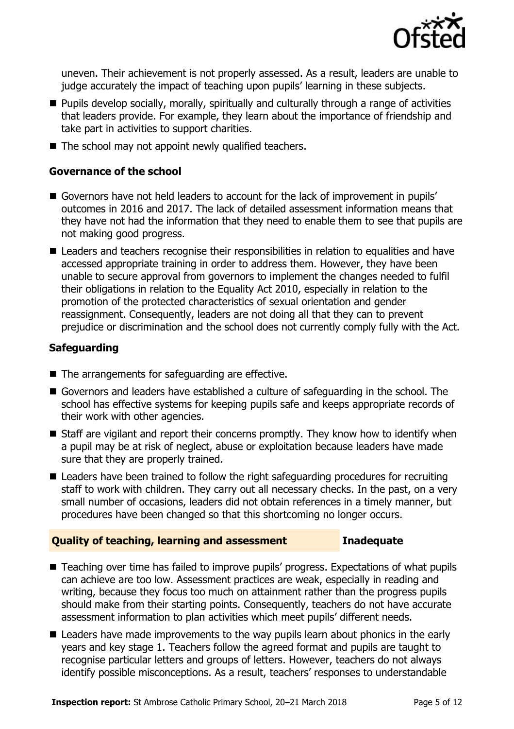uneven. Their achievement is not properly assessed. As a result, leaders are unable to judge accurately the impact of teaching upon pupils' learning in these subjects.

- Pupils develop socially, morally, spiritually and culturally through a range of activities that leaders provide. For example, they learn about the importance of friendship and take part in activities to support charities.
- The school may not appoint newly qualified teachers.

### Governance of the school

- Governors have not held leaders to account for the lack of improvement in pupils' outcomes in 2016 and 2017. The lack of detailed assessment information means that they have not had the information that they need to enable them to see that pupils are not making good progress.
- Leaders and teachers recognise their responsibilities in relation to equalities and have accessed appropriate training in order to address them. However, they have been unable to secure approval from governors to implement the changes needed to fulfil their obligations in relation to the Equality Act 2010, especially in relation to the promotion of the protected characteristics of sexual orientation and gender reassignment. Consequently, leaders are not doing all that they can to prevent prejudice or discrimination and the school does not currently comply fully with the Act.

### Safeguarding

- The arrangements for safeguarding are effective.
- Governors and leaders have established a culture of safeguarding in the school. The school has effective systems for keeping pupils safe and keeps appropriate records of their work with other agencies.
- Staff are vigilant and report their concerns promptly. They know how to identify when a pupil may be at risk of neglect, abuse or exploitation because leaders have made sure that they are properly trained.
- Leaders have been trained to follow the right safeguarding procedures for recruiting staff to work with children. They carry out all necessary checks. In the past, on a very small number of occasions, leaders did not obtain references in a timely manner, but procedures have been changed so that this shortcoming no longer occurs.

## Quality of teaching, learning and assessment — Inadequate

- Teaching over time has failed to improve pupils' progress. Expectations of what pupils can achieve are too low. Assessment practices are weak, especially in reading and writing, because they focus too much on attainment rather than the progress pupils should make from their starting points. Consequently, teachers do not have accurate assessment information to plan activities which meet pupils' different needs.
- Leaders have made improvements to the way pupils learn about phonics in the early years and key stage 1. Teachers follow the agreed format and pupils are taught to recognise particular letters and groups of letters. However, teachers do not always identify possible misconceptions. As a result, teachers' responses to understandable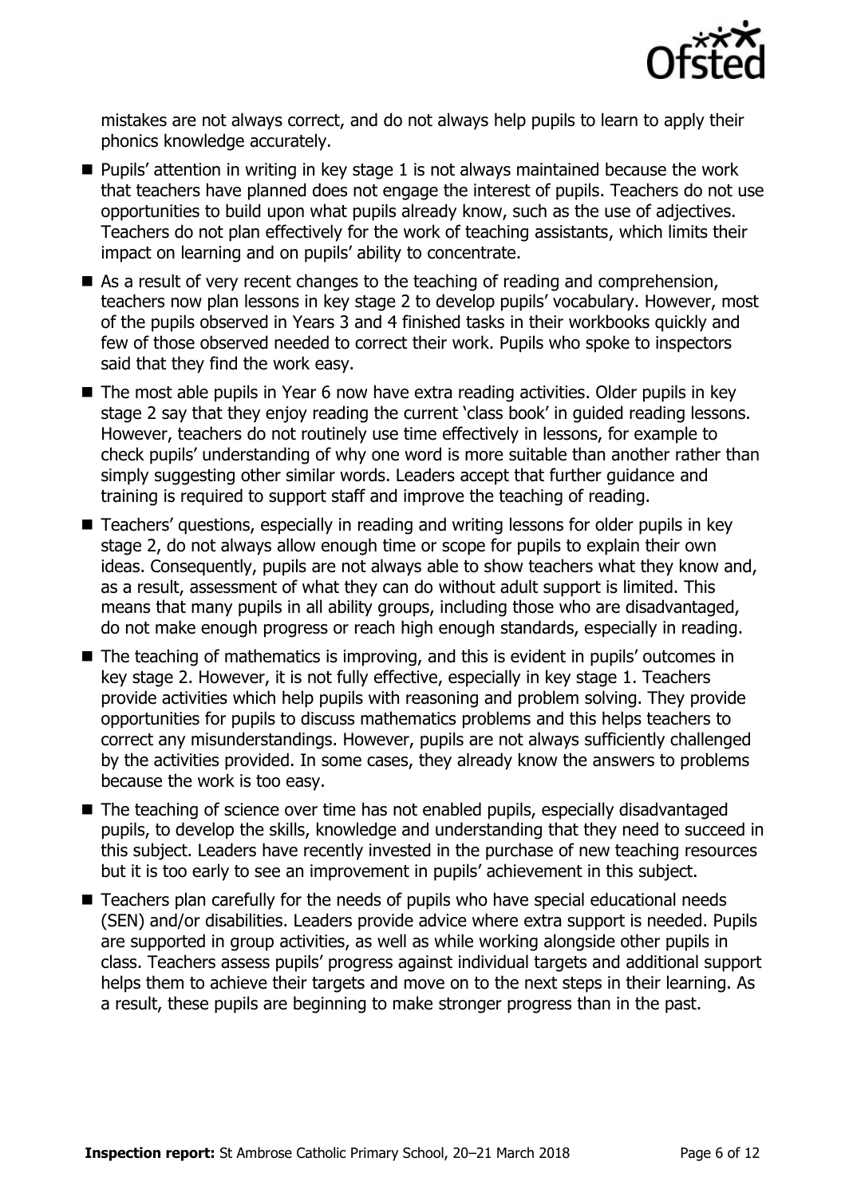mistakes are not always correct, and do not always help pupils to learn to apply their phonics knowledge accurately.

- Pupils' attention in writing in key stage 1 is not always maintained because the work that teachers have planned does not engage the interest of pupils. Teachers do not use opportunities to build upon what pupils already know, such as the use of adjectives. Teachers do not plan effectively for the work of teaching assistants, which limits their impact on learning and on pupils' ability to concentrate.
- As a result of very recent changes to the teaching of reading and comprehension, teachers now plan lessons in key stage 2 to develop pupils' vocabulary. However, most of the pupils observed in Years 3 and 4 finished tasks in their workbooks quickly and few of those observed needed to correct their work. Pupils who spoke to inspectors said that they find the work easy.
- The most able pupils in Year 6 now have extra reading activities. Older pupils in key stage 2 say that they enjoy reading the current 'class book' in guided reading lessons. However, teachers do not routinely use time effectively in lessons, for example to check pupils' understanding of why one word is more suitable than another rather than simply suggesting other similar words. Leaders accept that further guidance and training is required to support staff and improve the teaching of reading.
- Teachers' questions, especially in reading and writing lessons for older pupils in key stage 2, do not always allow enough time or scope for pupils to explain their own ideas. Consequently, pupils are not always able to show teachers what they know and, as a result, assessment of what they can do without adult support is limited. This means that many pupils in all ability groups, including those who are disadvantaged, do not make enough progress or reach high enough standards, especially in reading.
- The teaching of mathematics is improving, and this is evident in pupils' outcomes in key stage 2. However, it is not fully effective, especially in key stage 1. Teachers provide activities which help pupils with reasoning and problem solving. They provide opportunities for pupils to discuss mathematics problems and this helps teachers to correct any misunderstandings. However, pupils are not always sufficiently challenged by the activities provided. In some cases, they already know the answers to problems because the work is too easy.
- The teaching of science over time has not enabled pupils, especially disadvantaged pupils, to develop the skills, knowledge and understanding that they need to succeed in this subject. Leaders have recently invested in the purchase of new teaching resources but it is too early to see an improvement in pupils' achievement in this subject.
- Teachers plan carefully for the needs of pupils who have special educational needs (SEN) and/or disabilities. Leaders provide advice where extra support is needed. Pupils are supported in group activities, as well as while working alongside other pupils in class. Teachers assess pupils' progress against individual targets and additional support helps them to achieve their targets and move on to the next steps in their learning. As a result, these pupils are beginning to make stronger progress than in the past.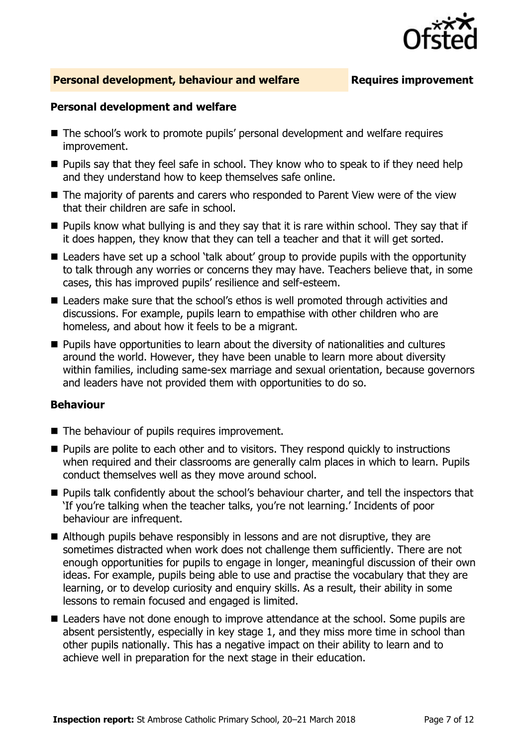## Personal development, behaviour and welfare — Requires improvement

### Personal development and welfare

- The school's work to promote pupils' personal development and welfare requires improvement.
- Pupils say that they feel safe in school. They know who to speak to if they need help and they understand how to keep themselves safe online.
- The majority of parents and carers who responded to Parent View were of the view that their children are safe in school.
- Pupils know what bullying is and they say that it is rare within school. They say that if it does happen, they know that they can tell a teacher and that it will get sorted.
- Leaders have set up a school 'talk about' group to provide pupils with the opportunity to talk through any worries or concerns they may have. Teachers believe that, in some cases, this has improved pupils' resilience and self-esteem.
- Leaders make sure that the school's ethos is well promoted through activities and discussions. For example, pupils learn to empathise with other children who are homeless, and about how it feels to be a migrant.
- Pupils have opportunities to learn about the diversity of nationalities and cultures around the world. However, they have been unable to learn more about diversity within families, including same-sex marriage and sexual orientation, because governors and leaders have not provided them with opportunities to do so.

### Behaviour

- The behaviour of pupils requires improvement.
- Pupils are polite to each other and to visitors. They respond quickly to instructions when required and their classrooms are generally calm places in which to learn. Pupils conduct themselves well as they move around school.
- Pupils talk confidently about the school's behaviour charter, and tell the inspectors that 'If you're talking when the teacher talks, you're not learning.' Incidents of poor behaviour are infrequent.
- Although pupils behave responsibly in lessons and are not disruptive, they are sometimes distracted when work does not challenge them sufficiently. There are not enough opportunities for pupils to engage in longer, meaningful discussion of their own ideas. For example, pupils being able to use and practise the vocabulary that they are learning, or to develop curiosity and enquiry skills. As a result, their ability in some lessons to remain focused and engaged is limited.
- Leaders have not done enough to improve attendance at the school. Some pupils are absent persistently, especially in key stage 1, and they miss more time in school than other pupils nationally. This has a negative impact on their ability to learn and to achieve well in preparation for the next stage in their education.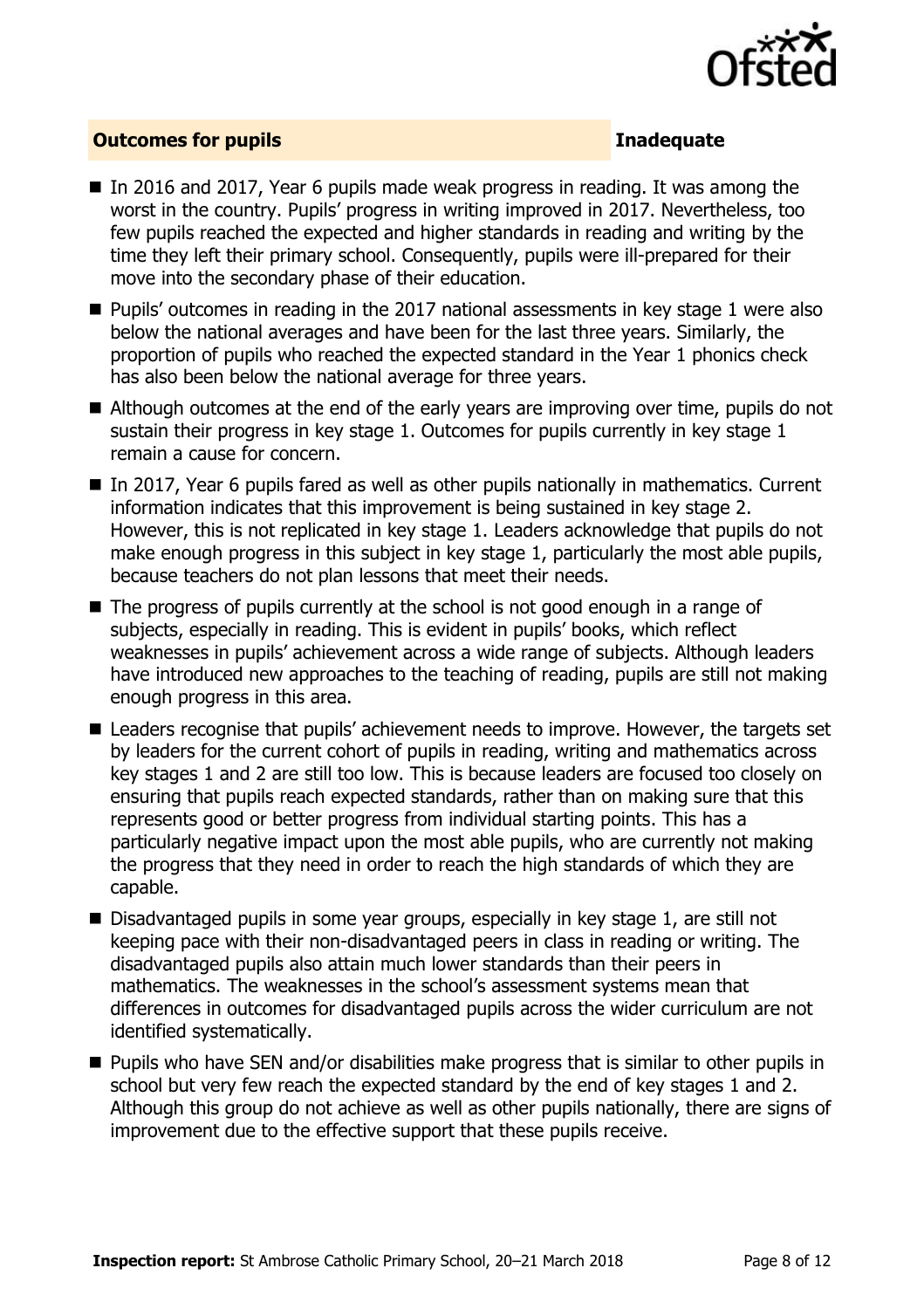## Outcomes for pupils — Inadequate

- In 2016 and 2017, Year 6 pupils made weak progress in reading. It was among the worst in the country. Pupils' progress in writing improved in 2017. Nevertheless, too few pupils reached the expected and higher standards in reading and writing by the time they left their primary school. Consequently, pupils were ill-prepared for their move into the secondary phase of their education.
- Pupils' outcomes in reading in the 2017 national assessments in key stage 1 were also below the national averages and have been for the last three years. Similarly, the proportion of pupils who reached the expected standard in the Year 1 phonics check has also been below the national average for three years.
- Although outcomes at the end of the early years are improving over time, pupils do not sustain their progress in key stage 1. Outcomes for pupils currently in key stage 1 remain a cause for concern.
- In 2017, Year 6 pupils fared as well as other pupils nationally in mathematics. Current information indicates that this improvement is being sustained in key stage 2. However, this is not replicated in key stage 1. Leaders acknowledge that pupils do not make enough progress in this subject in key stage 1, particularly the most able pupils, because teachers do not plan lessons that meet their needs.
- The progress of pupils currently at the school is not good enough in a range of subjects, especially in reading. This is evident in pupils' books, which reflect weaknesses in pupils' achievement across a wide range of subjects. Although leaders have introduced new approaches to the teaching of reading, pupils are still not making enough progress in this area.
- Leaders recognise that pupils' achievement needs to improve. However, the targets set by leaders for the current cohort of pupils in reading, writing and mathematics across key stages 1 and 2 are still too low. This is because leaders are focused too closely on ensuring that pupils reach expected standards, rather than on making sure that this represents good or better progress from individual starting points. This has a particularly negative impact upon the most able pupils, who are currently not making the progress that they need in order to reach the high standards of which they are capable.
- Disadvantaged pupils in some year groups, especially in key stage 1, are still not keeping pace with their non-disadvantaged peers in class in reading or writing. The disadvantaged pupils also attain much lower standards than their peers in mathematics. The weaknesses in the school's assessment systems mean that differences in outcomes for disadvantaged pupils across the wider curriculum are not identified systematically.
- Pupils who have SEN and/or disabilities make progress that is similar to other pupils in school but very few reach the expected standard by the end of key stages 1 and 2. Although this group do not achieve as well as other pupils nationally, there are signs of improvement due to the effective support that these pupils receive.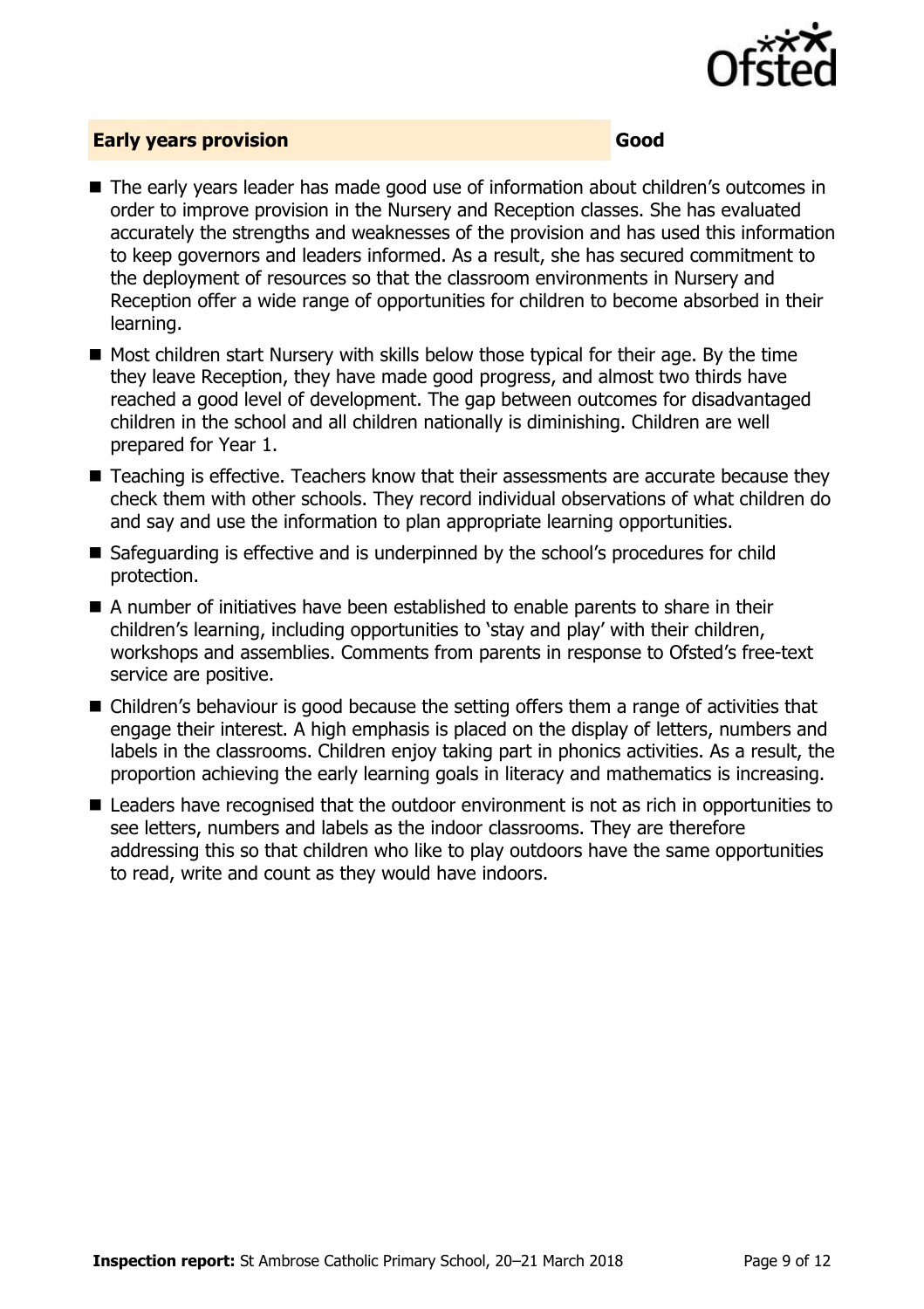## Early years provision — Good

- The early years leader has made good use of information about children's outcomes in order to improve provision in the Nursery and Reception classes. She has evaluated accurately the strengths and weaknesses of the provision and has used this information to keep governors and leaders informed. As a result, she has secured commitment to the deployment of resources so that the classroom environments in Nursery and Reception offer a wide range of opportunities for children to become absorbed in their learning.
- Most children start Nursery with skills below those typical for their age. By the time they leave Reception, they have made good progress, and almost two thirds have reached a good level of development. The gap between outcomes for disadvantaged children in the school and all children nationally is diminishing. Children are well prepared for Year 1.
- Teaching is effective. Teachers know that their assessments are accurate because they check them with other schools. They record individual observations of what children do and say and use the information to plan appropriate learning opportunities.
- Safeguarding is effective and is underpinned by the school's procedures for child protection.
- A number of initiatives have been established to enable parents to share in their children's learning, including opportunities to 'stay and play' with their children, workshops and assemblies. Comments from parents in response to Ofsted's free-text service are positive.
- Children's behaviour is good because the setting offers them a range of activities that engage their interest. A high emphasis is placed on the display of letters, numbers and labels in the classrooms. Children enjoy taking part in phonics activities. As a result, the proportion achieving the early learning goals in literacy and mathematics is increasing.
- Leaders have recognised that the outdoor environment is not as rich in opportunities to see letters, numbers and labels as the indoor classrooms. They are therefore addressing this so that children who like to play outdoors have the same opportunities to read, write and count as they would have indoors.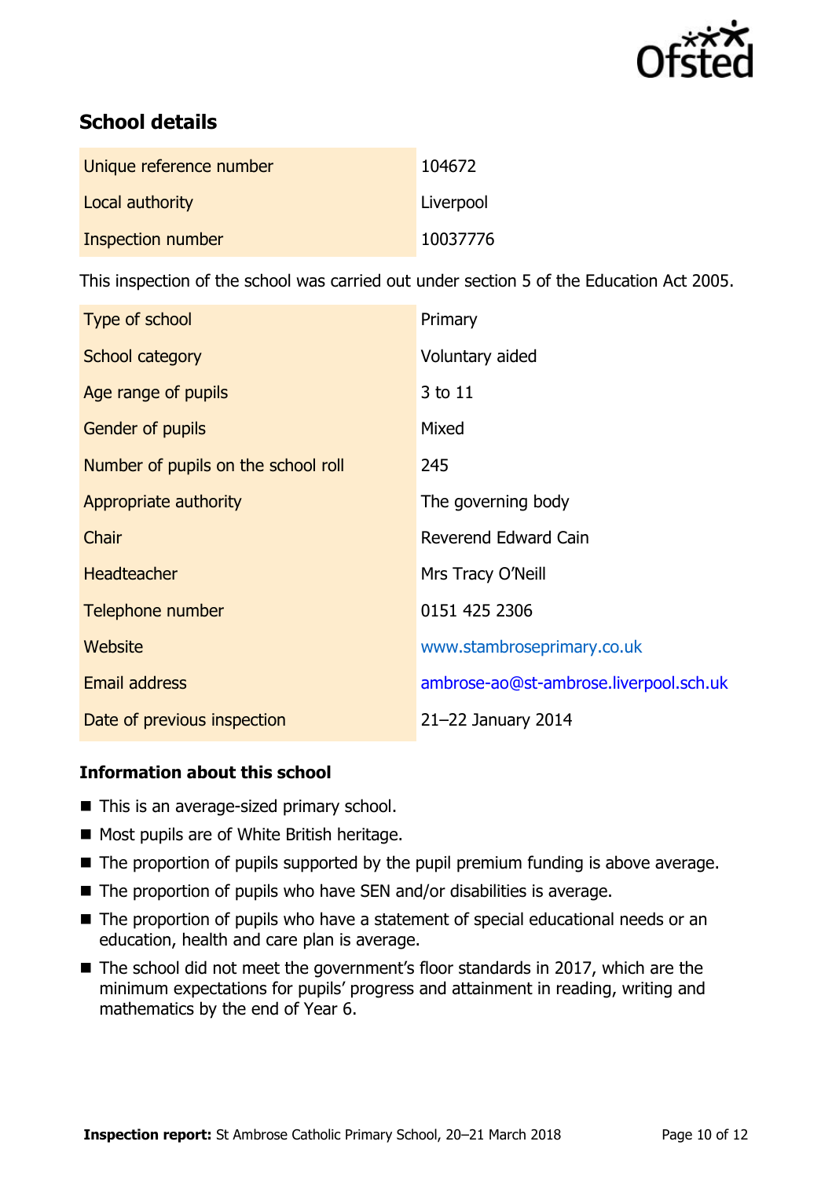## School details

| | |
|---|---|
| Unique reference number | 104672 |
| Local authority | Liverpool |
| Inspection number | 10037776 |

This inspection of the school was carried out under section 5 of the Education Act 2005.

| | |
|---|---|
| Type of school | Primary |
| School category | Voluntary aided |
| Age range of pupils | 3 to 11 |
| Gender of pupils | Mixed |
| Number of pupils on the school roll | 245 |
| Appropriate authority | The governing body |
| Chair | Reverend Edward Cain |
| Headteacher | Mrs Tracy O'Neill |
| Telephone number | 0151 425 2306 |
| Website | www.stambroseprimary.co.uk |
| Email address | ambrose-ao@st-ambrose.liverpool.sch.uk |
| Date of previous inspection | 21–22 January 2014 |

### Information about this school

- This is an average-sized primary school.
- Most pupils are of White British heritage.
- The proportion of pupils supported by the pupil premium funding is above average.
- The proportion of pupils who have SEN and/or disabilities is average.
- The proportion of pupils who have a statement of special educational needs or an education, health and care plan is average.
- The school did not meet the government's floor standards in 2017, which are the minimum expectations for pupils' progress and attainment in reading, writing and mathematics by the end of Year 6.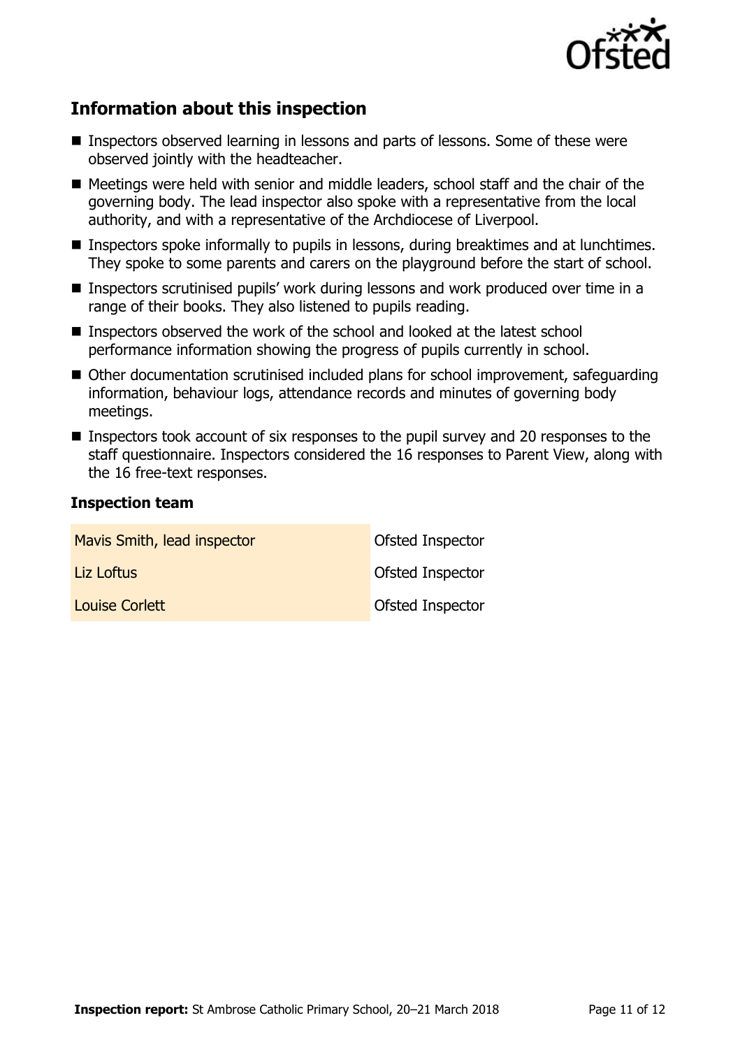## Information about this inspection

- Inspectors observed learning in lessons and parts of lessons. Some of these were observed jointly with the headteacher.
- Meetings were held with senior and middle leaders, school staff and the chair of the governing body. The lead inspector also spoke with a representative from the local authority, and with a representative of the Archdiocese of Liverpool.
- Inspectors spoke informally to pupils in lessons, during breaktimes and at lunchtimes. They spoke to some parents and carers on the playground before the start of school.
- Inspectors scrutinised pupils' work during lessons and work produced over time in a range of their books. They also listened to pupils reading.
- Inspectors observed the work of the school and looked at the latest school performance information showing the progress of pupils currently in school.
- Other documentation scrutinised included plans for school improvement, safeguarding information, behaviour logs, attendance records and minutes of governing body meetings.
- Inspectors took account of six responses to the pupil survey and 20 responses to the staff questionnaire. Inspectors considered the 16 responses to Parent View, along with the 16 free-text responses.

### Inspection team

| | |
|---|---|
| Mavis Smith, lead inspector | Ofsted Inspector |
| Liz Loftus | Ofsted Inspector |
| Louise Corlett | Ofsted Inspector |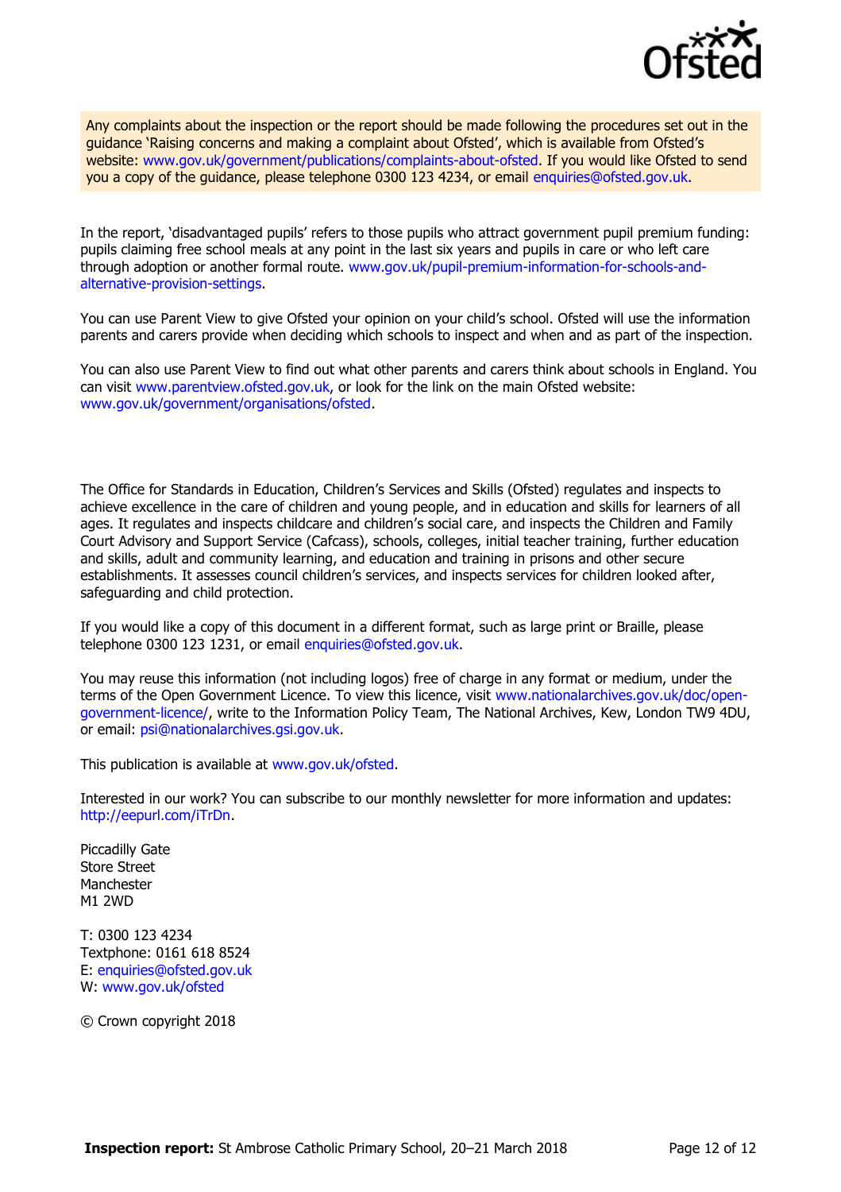Any complaints about the inspection or the report should be made following the procedures set out in the guidance 'Raising concerns and making a complaint about Ofsted', which is available from Ofsted's website: www.gov.uk/government/publications/complaints-about-ofsted. If you would like Ofsted to send you a copy of the guidance, please telephone 0300 123 4234, or email enquiries@ofsted.gov.uk.

In the report, 'disadvantaged pupils' refers to those pupils who attract government pupil premium funding: pupils claiming free school meals at any point in the last six years and pupils in care or who left care through adoption or another formal route. www.gov.uk/pupil-premium-information-for-schools-and-alternative-provision-settings.

You can use Parent View to give Ofsted your opinion on your child's school. Ofsted will use the information parents and carers provide when deciding which schools to inspect and when and as part of the inspection.

You can also use Parent View to find out what other parents and carers think about schools in England. You can visit www.parentview.ofsted.gov.uk, or look for the link on the main Ofsted website: www.gov.uk/government/organisations/ofsted.

The Office for Standards in Education, Children's Services and Skills (Ofsted) regulates and inspects to achieve excellence in the care of children and young people, and in education and skills for learners of all ages. It regulates and inspects childcare and children's social care, and inspects the Children and Family Court Advisory and Support Service (Cafcass), schools, colleges, initial teacher training, further education and skills, adult and community learning, and education and training in prisons and other secure establishments. It assesses council children's services, and inspects services for children looked after, safeguarding and child protection.

If you would like a copy of this document in a different format, such as large print or Braille, please telephone 0300 123 1231, or email enquiries@ofsted.gov.uk.

You may reuse this information (not including logos) free of charge in any format or medium, under the terms of the Open Government Licence. To view this licence, visit www.nationalarchives.gov.uk/doc/open-government-licence/, write to the Information Policy Team, The National Archives, Kew, London TW9 4DU, or email: psi@nationalarchives.gsi.gov.uk.

This publication is available at www.gov.uk/ofsted.

Interested in our work? You can subscribe to our monthly newsletter for more information and updates: http://eepurl.com/iTrDn.

Piccadilly Gate
Store Street
Manchester
M1 2WD

T: 0300 123 4234
Textphone: 0161 618 8524
E: enquiries@ofsted.gov.uk
W: www.gov.uk/ofsted

© Crown copyright 2018